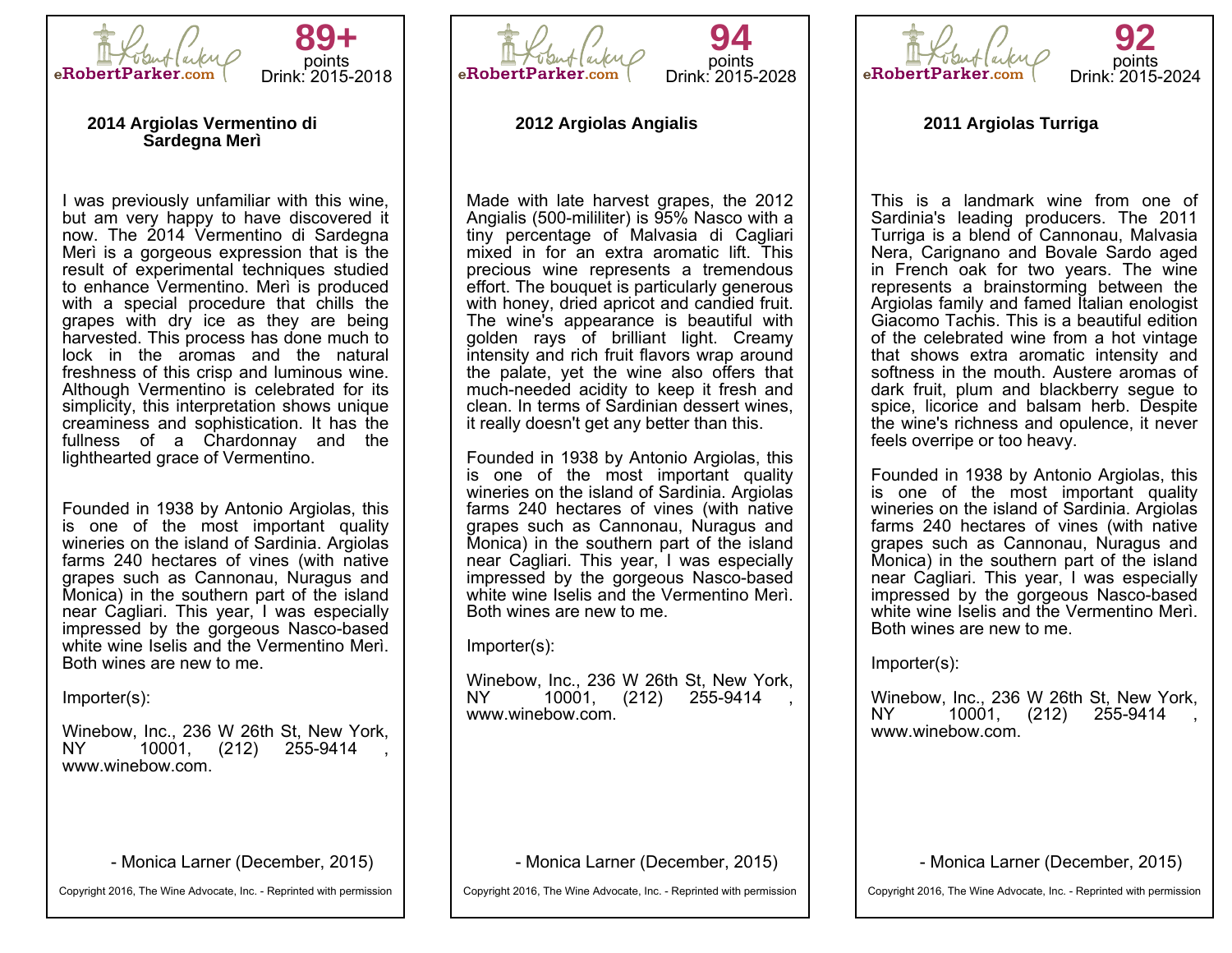eRobertParker.com

**89+** points
Drink: 2015-2018

## 2014 Argiolas Vermentino di Sardegna Merì

I was previously unfamiliar with this wine, but am very happy to have discovered it now. The 2014 Vermentino di Sardegna Merì is a gorgeous expression that is the result of experimental techniques studied to enhance Vermentino. Merì is produced with a special procedure that chills the grapes with dry ice as they are being harvested. This process has done much to lock in the aromas and the natural freshness of this crisp and luminous wine. Although Vermentino is celebrated for its simplicity, this interpretation shows unique creaminess and sophistication. It has the fullness of a Chardonnay and the lighthearted grace of Vermentino.

Founded in 1938 by Antonio Argiolas, this is one of the most important quality wineries on the island of Sardinia. Argiolas farms 240 hectares of vines (with native grapes such as Cannonau, Nuragus and Monica) in the southern part of the island near Cagliari. This year, I was especially impressed by the gorgeous Nasco-based white wine Iselis and the Vermentino Merì. Both wines are new to me.

Importer(s):

Winebow, Inc., 236 W 26th St, New York, NY 10001, (212) 255-9414 , www.winebow.com.

- Monica Larner (December, 2015)

Copyright 2016, The Wine Advocate, Inc. - Reprinted with permission

---

eRobertParker.com

**94** points
Drink: 2015-2028

## 2012 Argiolas Angialis

Made with late harvest grapes, the 2012 Angialis (500-mililiter) is 95% Nasco with a tiny percentage of Malvasia di Cagliari mixed in for an extra aromatic lift. This precious wine represents a tremendous effort. The bouquet is particularly generous with honey, dried apricot and candied fruit. The wine's appearance is beautiful with golden rays of brilliant light. Creamy intensity and rich fruit flavors wrap around the palate, yet the wine also offers that much-needed acidity to keep it fresh and clean. In terms of Sardinian dessert wines, it really doesn't get any better than this.

Founded in 1938 by Antonio Argiolas, this is one of the most important quality wineries on the island of Sardinia. Argiolas farms 240 hectares of vines (with native grapes such as Cannonau, Nuragus and Monica) in the southern part of the island near Cagliari. This year, I was especially impressed by the gorgeous Nasco-based white wine Iselis and the Vermentino Merì. Both wines are new to me.

Importer(s):

Winebow, Inc., 236 W 26th St, New York, NY 10001, (212) 255-9414 , www.winebow.com.

- Monica Larner (December, 2015)

Copyright 2016, The Wine Advocate, Inc. - Reprinted with permission

---

eRobertParker.com

**92** points
Drink: 2015-2024

## 2011 Argiolas Turriga

This is a landmark wine from one of Sardinia's leading producers. The 2011 Turriga is a blend of Cannonau, Malvasia Nera, Carignano and Bovale Sardo aged in French oak for two years. The wine represents a brainstorming between the Argiolas family and famed Italian enologist Giacomo Tachis. This is a beautiful edition of the celebrated wine from a hot vintage that shows extra aromatic intensity and softness in the mouth. Austere aromas of dark fruit, plum and blackberry segue to spice, licorice and balsam herb. Despite the wine's richness and opulence, it never feels overripe or too heavy.

Founded in 1938 by Antonio Argiolas, this is one of the most important quality wineries on the island of Sardinia. Argiolas farms 240 hectares of vines (with native grapes such as Cannonau, Nuragus and Monica) in the southern part of the island near Cagliari. This year, I was especially impressed by the gorgeous Nasco-based white wine Iselis and the Vermentino Merì. Both wines are new to me.

Importer(s):

Winebow, Inc., 236 W 26th St, New York, NY 10001, (212) 255-9414 , www.winebow.com.

- Monica Larner (December, 2015)

Copyright 2016, The Wine Advocate, Inc. - Reprinted with permission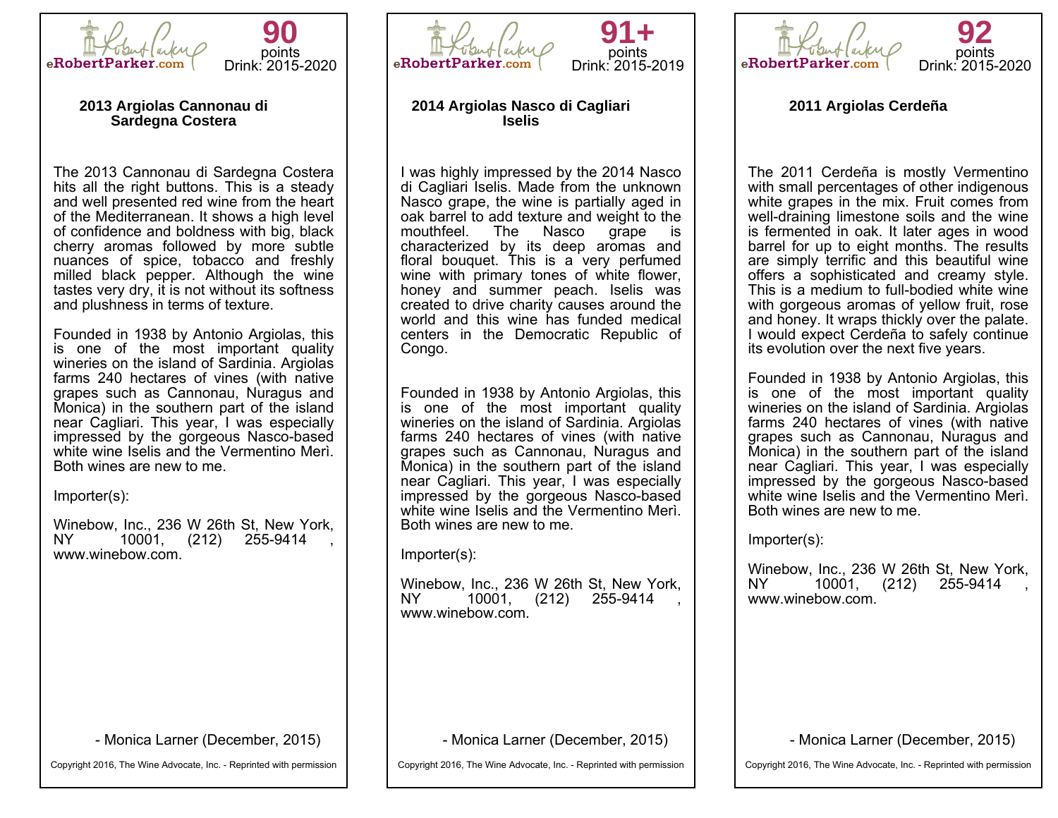eRobertParker.com

**90** points
Drink: 2015-2020

### 2013 Argiolas Cannonau di Sardegna Costera

The 2013 Cannonau di Sardegna Costera hits all the right buttons. This is a steady and well presented red wine from the heart of the Mediterranean. It shows a high level of confidence and boldness with big, black cherry aromas followed by more subtle nuances of spice, tobacco and freshly milled black pepper. Although the wine tastes very dry, it is not without its softness and plushness in terms of texture.

Founded in 1938 by Antonio Argiolas, this is one of the most important quality wineries on the island of Sardinia. Argiolas farms 240 hectares of vines (with native grapes such as Cannonau, Nuragus and Monica) in the southern part of the island near Cagliari. This year, I was especially impressed by the gorgeous Nasco-based white wine Iselis and the Vermentino Merì. Both wines are new to me.

Importer(s):

Winebow, Inc., 236 W 26th St, New York, NY 10001, (212) 255-9414 , www.winebow.com.

- Monica Larner (December, 2015)

Copyright 2016, The Wine Advocate, Inc. - Reprinted with permission

---

eRobertParker.com

**91+** points
Drink: 2015-2019

### 2014 Argiolas Nasco di Cagliari Iselis

I was highly impressed by the 2014 Nasco di Cagliari Iselis. Made from the unknown Nasco grape, the wine is partially aged in oak barrel to add texture and weight to the mouthfeel. The Nasco grape is characterized by its deep aromas and floral bouquet. This is a very perfumed wine with primary tones of white flower, honey and summer peach. Iselis was created to drive charity causes around the world and this wine has funded medical centers in the Democratic Republic of Congo.

Founded in 1938 by Antonio Argiolas, this is one of the most important quality wineries on the island of Sardinia. Argiolas farms 240 hectares of vines (with native grapes such as Cannonau, Nuragus and Monica) in the southern part of the island near Cagliari. This year, I was especially impressed by the gorgeous Nasco-based white wine Iselis and the Vermentino Merì. Both wines are new to me.

Importer(s):

Winebow, Inc., 236 W 26th St, New York, NY 10001, (212) 255-9414 , www.winebow.com.

- Monica Larner (December, 2015)

Copyright 2016, The Wine Advocate, Inc. - Reprinted with permission

---

eRobertParker.com

**92** points
Drink: 2015-2020

### 2011 Argiolas Cerdeña

The 2011 Cerdeña is mostly Vermentino with small percentages of other indigenous white grapes in the mix. Fruit comes from well-draining limestone soils and the wine is fermented in oak. It later ages in wood barrel for up to eight months. The results are simply terrific and this beautiful wine offers a sophisticated and creamy style. This is a medium to full-bodied white wine with gorgeous aromas of yellow fruit, rose and honey. It wraps thickly over the palate. I would expect Cerdeña to safely continue its evolution over the next five years.

Founded in 1938 by Antonio Argiolas, this is one of the most important quality wineries on the island of Sardinia. Argiolas farms 240 hectares of vines (with native grapes such as Cannonau, Nuragus and Monica) in the southern part of the island near Cagliari. This year, I was especially impressed by the gorgeous Nasco-based white wine Iselis and the Vermentino Merì. Both wines are new to me.

Importer(s):

Winebow, Inc., 236 W 26th St, New York, NY 10001, (212) 255-9414 , www.winebow.com.

- Monica Larner (December, 2015)

Copyright 2016, The Wine Advocate, Inc. - Reprinted with permission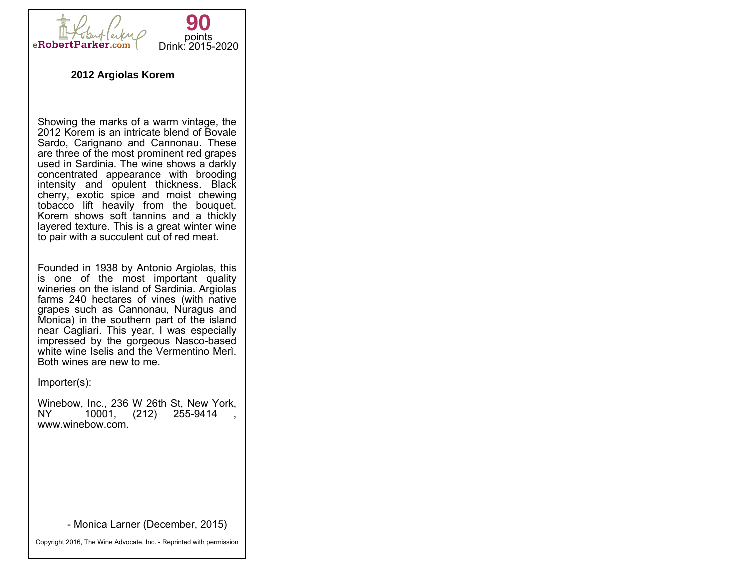eRobertParker.com

**90** points
Drink: 2015-2020

**2012 Argiolas Korem**

Showing the marks of a warm vintage, the 2012 Korem is an intricate blend of Bovale Sardo, Carignano and Cannonau. These are three of the most prominent red grapes used in Sardinia. The wine shows a darkly concentrated appearance with brooding intensity and opulent thickness. Black cherry, exotic spice and moist chewing tobacco lift heavily from the bouquet. Korem shows soft tannins and a thickly layered texture. This is a great winter wine to pair with a succulent cut of red meat.

Founded in 1938 by Antonio Argiolas, this is one of the most important quality wineries on the island of Sardinia. Argiolas farms 240 hectares of vines (with native grapes such as Cannonau, Nuragus and Monica) in the southern part of the island near Cagliari. This year, I was especially impressed by the gorgeous Nasco-based white wine Iselis and the Vermentino Merì. Both wines are new to me.

Importer(s):

Winebow, Inc., 236 W 26th St, New York, NY 10001, (212) 255-9414 , www.winebow.com.

- Monica Larner (December, 2015)

Copyright 2016, The Wine Advocate, Inc. - Reprinted with permission